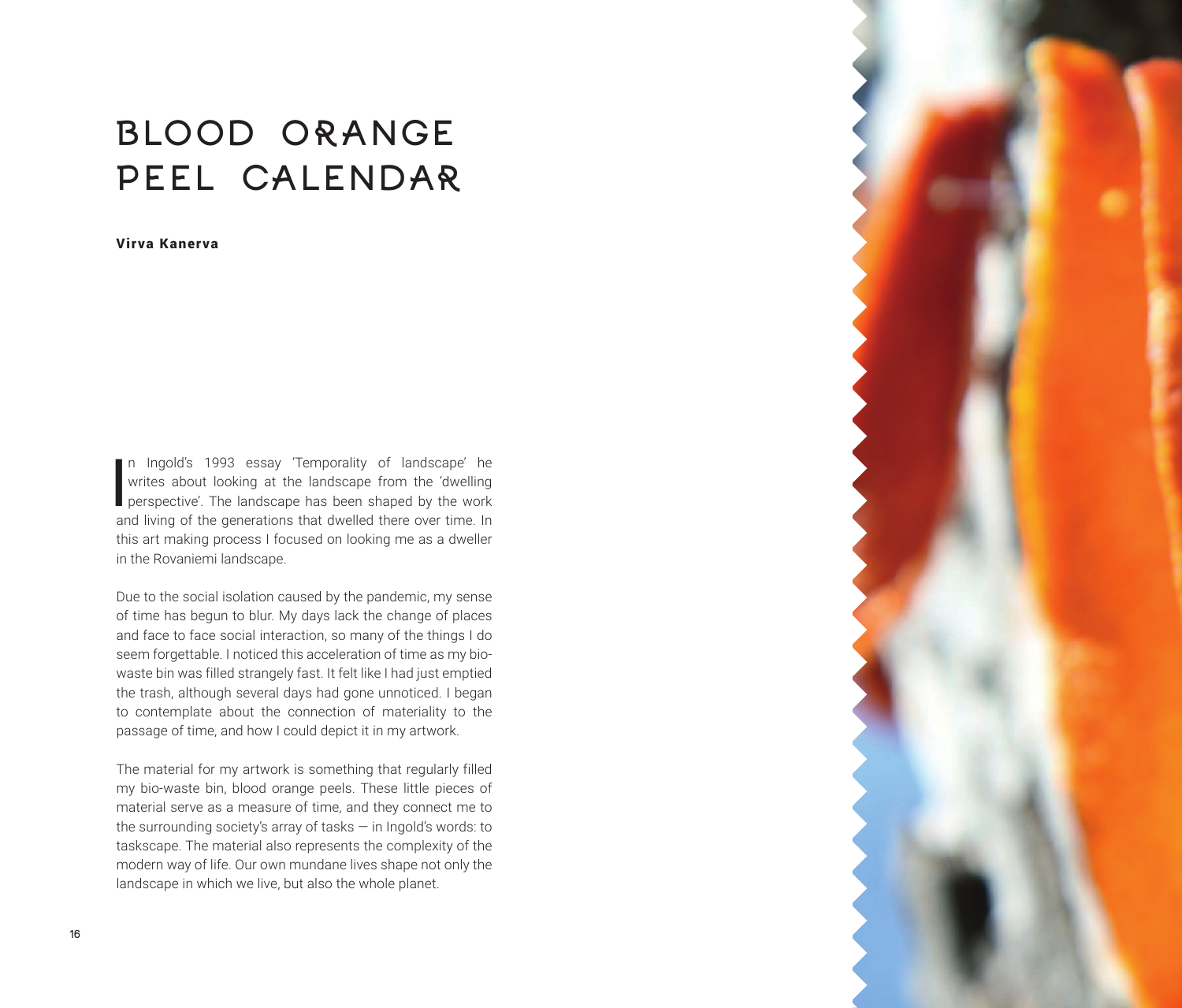# BLOOD ORANGE PEEL CALENDAR

**Virva Kanerva**

In Ingold's 1993 essay 'Temporality of landscape' he writes about looking at the landscape from the 'dwelling perspective'. The landscape has been shaped by the work and living of the generations that dwelled there over time. In this art making process I focused on looking me as a dweller in the Rovaniemi landscape.

Due to the social isolation caused by the pandemic, my sense of time has begun to blur. My days lack the change of places and face to face social interaction, so many of the things I do seem forgettable. I noticed this acceleration of time as my bio-waste bin was filled strangely fast. It felt like I had just emptied the trash, although several days had gone unnoticed. I began to contemplate about the connection of materiality to the passage of time, and how I could depict it in my artwork.

The material for my artwork is something that regularly filled my bio-waste bin, blood orange peels. These little pieces of material serve as a measure of time, and they connect me to the surrounding society's array of tasks — in Ingold's words: to taskscape. The material also represents the complexity of the modern way of life. Our own mundane lives shape not only the landscape in which we live, but also the whole planet.